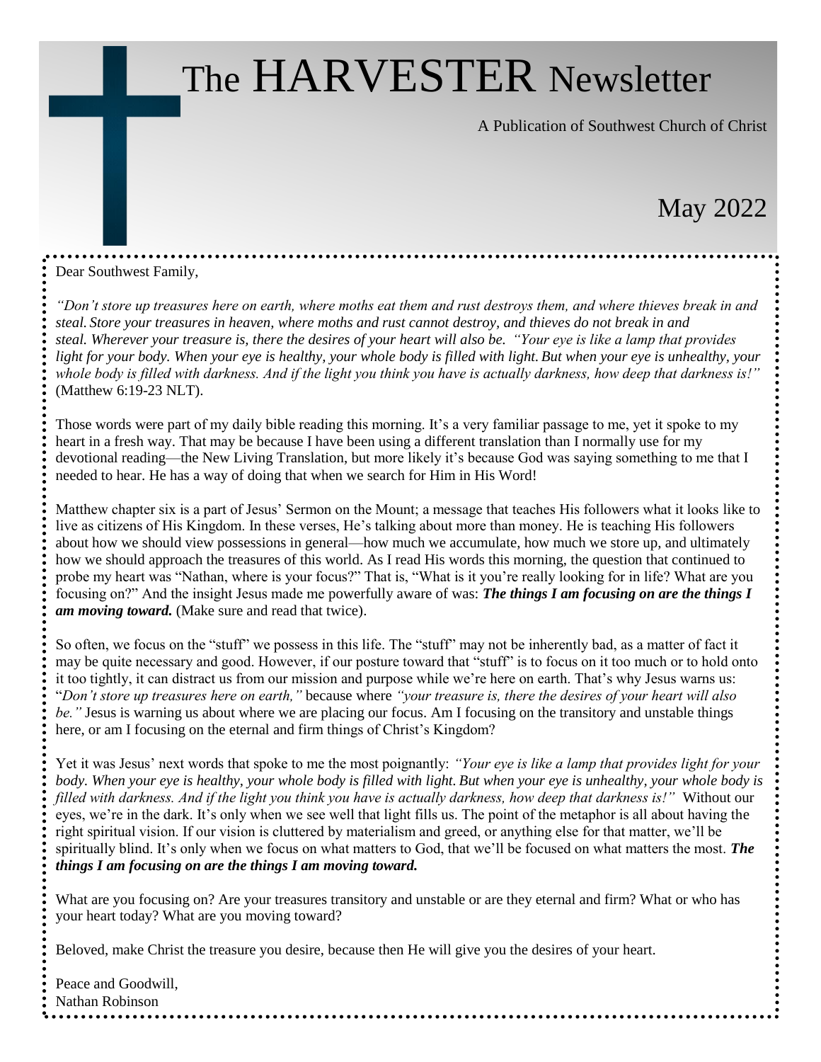# The HARVESTER Newsletter

A Publication of Southwest Church of Christ

May 2022

Dear Southwest Family,

*"Don't store up treasures here on earth, where moths eat them and rust destroys them, and where thieves break in and steal. Store your treasures in heaven, where moths and rust cannot destroy, and thieves do not break in and steal. Wherever your treasure is, there the desires of your heart will also be. "Your eye is like a lamp that provides light for your body. When your eye is healthy, your whole body is filled with light. But when your eye is unhealthy, your whole body is filled with darkness. And if the light you think you have is actually darkness, how deep that darkness is!"* (Matthew 6:19-23 NLT).

Those words were part of my daily bible reading this morning. It's a very familiar passage to me, yet it spoke to my heart in a fresh way. That may be because I have been using a different translation than I normally use for my devotional reading—the New Living Translation, but more likely it's because God was saying something to me that I needed to hear. He has a way of doing that when we search for Him in His Word!

Matthew chapter six is a part of Jesus' Sermon on the Mount; a message that teaches His followers what it looks like to live as citizens of His Kingdom. In these verses, He's talking about more than money. He is teaching His followers about how we should view possessions in general—how much we accumulate, how much we store up, and ultimately how we should approach the treasures of this world. As I read His words this morning, the question that continued to probe my heart was "Nathan, where is your focus?" That is, "What is it you're really looking for in life? What are you focusing on?" And the insight Jesus made me powerfully aware of was: ***The things I am focusing on are the things I am moving toward.*** (Make sure and read that twice).

So often, we focus on the "stuff" we possess in this life. The "stuff" may not be inherently bad, as a matter of fact it may be quite necessary and good. However, if our posture toward that "stuff" is to focus on it too much or to hold onto it too tightly, it can distract us from our mission and purpose while we're here on earth. That's why Jesus warns us: "*Don't store up treasures here on earth,"* because where *"your treasure is, there the desires of your heart will also be."* Jesus is warning us about where we are placing our focus. Am I focusing on the transitory and unstable things here, or am I focusing on the eternal and firm things of Christ's Kingdom?

Yet it was Jesus' next words that spoke to me the most poignantly: *"Your eye is like a lamp that provides light for your body. When your eye is healthy, your whole body is filled with light. But when your eye is unhealthy, your whole body is filled with darkness. And if the light you think you have is actually darkness, how deep that darkness is!"* Without our eyes, we're in the dark. It's only when we see well that light fills us. The point of the metaphor is all about having the right spiritual vision. If our vision is cluttered by materialism and greed, or anything else for that matter, we'll be spiritually blind. It's only when we focus on what matters to God, that we'll be focused on what matters the most. ***The things I am focusing on are the things I am moving toward.***

What are you focusing on? Are your treasures transitory and unstable or are they eternal and firm? What or who has your heart today? What are you moving toward?

Beloved, make Christ the treasure you desire, because then He will give you the desires of your heart.

Peace and Goodwill,
Nathan Robinson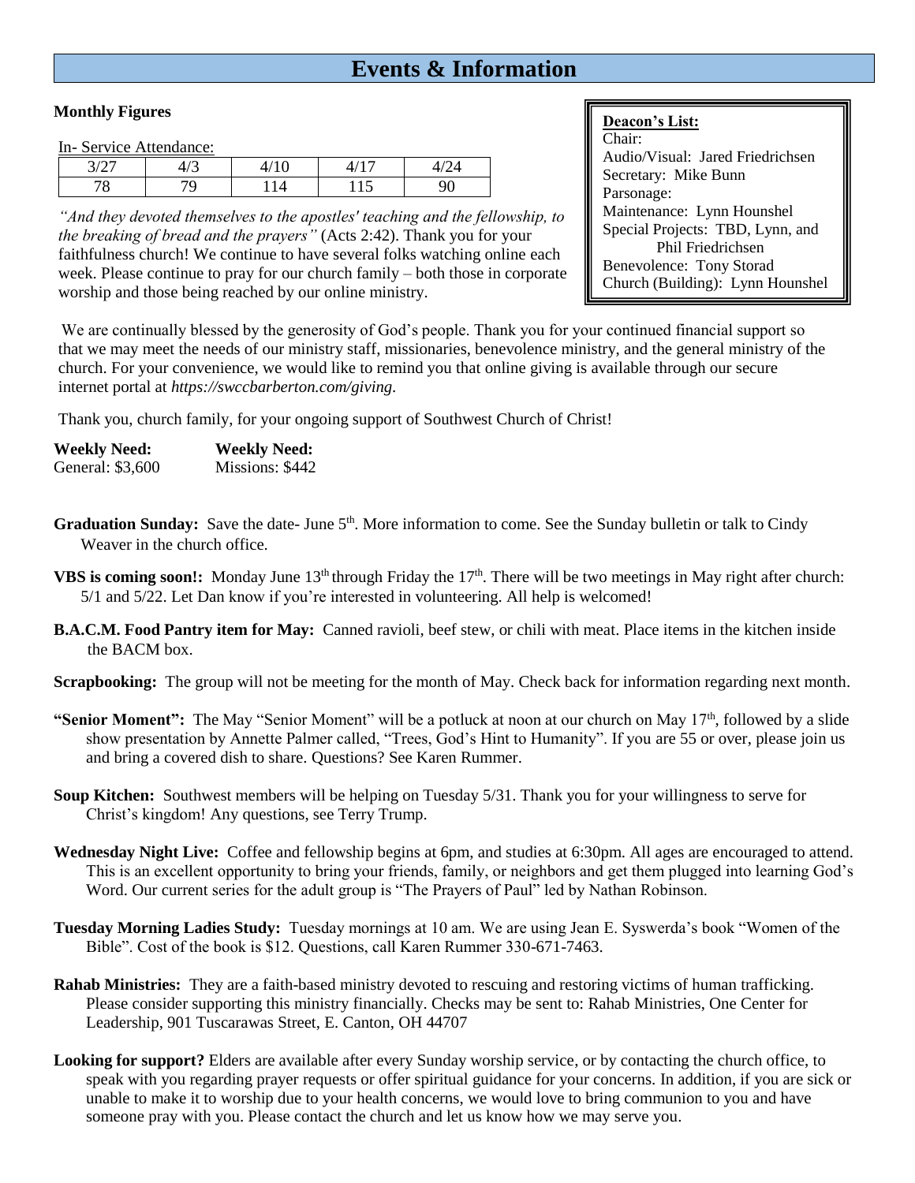# Events & Information

**Monthly Figures**

In- Service Attendance:

| 3/27 | 4/3 | 4/10 | 4/17 | 4/24 |
|---|---|---|---|---|
| 78 | 79 | 114 | 115 | 90 |

*"And they devoted themselves to the apostles' teaching and the fellowship, to the breaking of bread and the prayers"* (Acts 2:42). Thank you for your faithfulness church! We continue to have several folks watching online each week. Please continue to pray for our church family – both those in corporate worship and those being reached by our online ministry.

**Deacon's List:**
Chair:
Audio/Visual: Jared Friedrichsen
Secretary: Mike Bunn
Parsonage:
Maintenance: Lynn Hounshel
Special Projects: TBD, Lynn, and Phil Friedrichsen
Benevolence: Tony Storad
Church (Building): Lynn Hounshel

We are continually blessed by the generosity of God's people. Thank you for your continued financial support so that we may meet the needs of our ministry staff, missionaries, benevolence ministry, and the general ministry of the church. For your convenience, we would like to remind you that online giving is available through our secure internet portal at *https://swccbarberton.com/giving.*

Thank you, church family, for your ongoing support of Southwest Church of Christ!

**Weekly Need:**
General: $3,600

**Weekly Need:**
Missions: $442

**Graduation Sunday:** Save the date- June 5th. More information to come. See the Sunday bulletin or talk to Cindy Weaver in the church office.

**VBS is coming soon!:** Monday June 13th through Friday the 17th. There will be two meetings in May right after church: 5/1 and 5/22. Let Dan know if you're interested in volunteering. All help is welcomed!

**B.A.C.M. Food Pantry item for May:** Canned ravioli, beef stew, or chili with meat. Place items in the kitchen inside the BACM box.

**Scrapbooking:** The group will not be meeting for the month of May. Check back for information regarding next month.

**"Senior Moment":** The May "Senior Moment" will be a potluck at noon at our church on May 17th, followed by a slide show presentation by Annette Palmer called, "Trees, God's Hint to Humanity". If you are 55 or over, please join us and bring a covered dish to share. Questions? See Karen Rummer.

**Soup Kitchen:** Southwest members will be helping on Tuesday 5/31. Thank you for your willingness to serve for Christ's kingdom! Any questions, see Terry Trump.

**Wednesday Night Live:** Coffee and fellowship begins at 6pm, and studies at 6:30pm. All ages are encouraged to attend. This is an excellent opportunity to bring your friends, family, or neighbors and get them plugged into learning God's Word. Our current series for the adult group is "The Prayers of Paul" led by Nathan Robinson.

**Tuesday Morning Ladies Study:** Tuesday mornings at 10 am. We are using Jean E. Syswerda's book "Women of the Bible". Cost of the book is $12. Questions, call Karen Rummer 330-671-7463.

**Rahab Ministries:** They are a faith-based ministry devoted to rescuing and restoring victims of human trafficking. Please consider supporting this ministry financially. Checks may be sent to: Rahab Ministries, One Center for Leadership, 901 Tuscarawas Street, E. Canton, OH 44707

**Looking for support?** Elders are available after every Sunday worship service, or by contacting the church office, to speak with you regarding prayer requests or offer spiritual guidance for your concerns. In addition, if you are sick or unable to make it to worship due to your health concerns, we would love to bring communion to you and have someone pray with you. Please contact the church and let us know how we may serve you.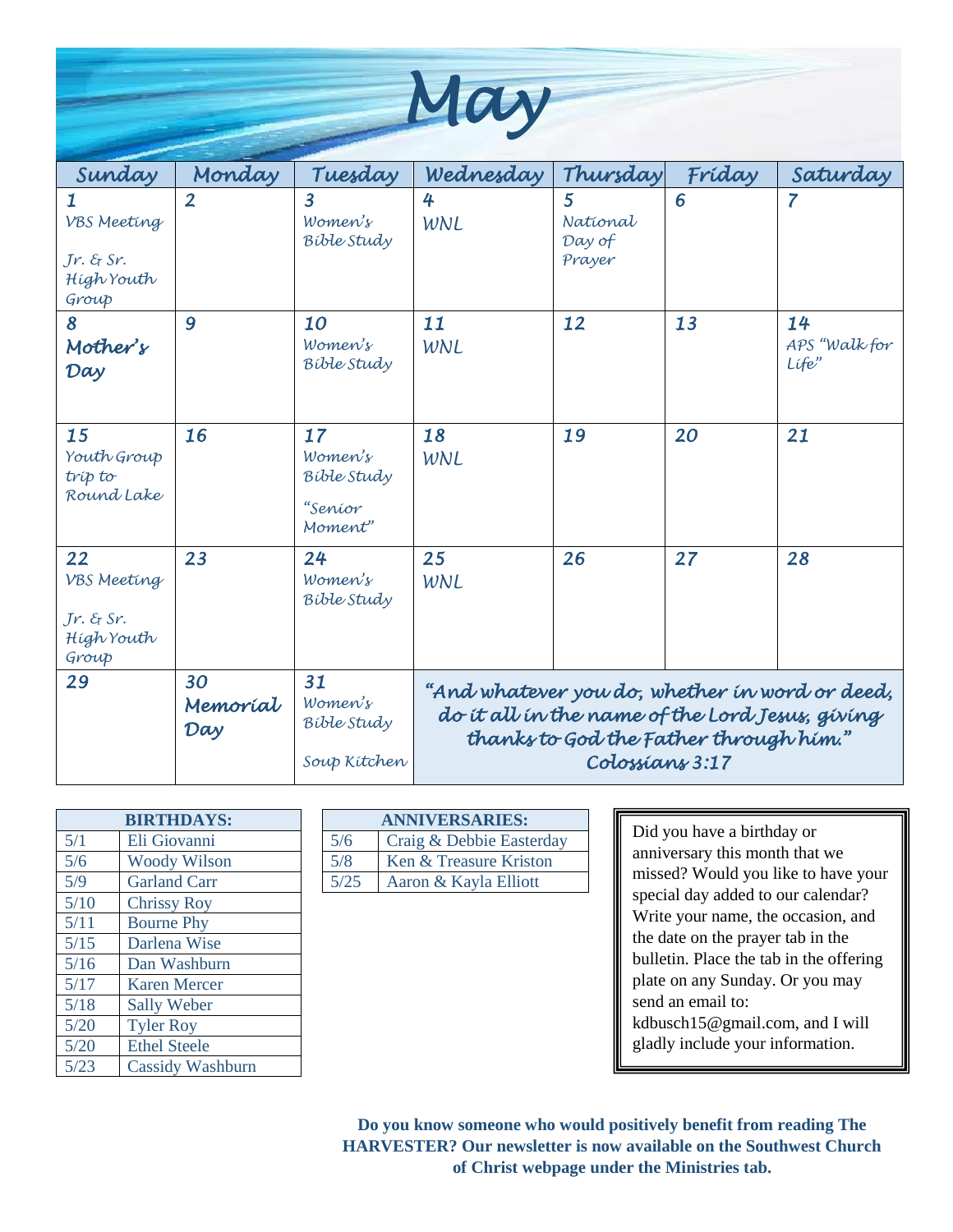# May

| Sunday | Monday | Tuesday | Wednesday | Thursday | Friday | Saturday |
|---|---|---|---|---|---|---|
| 1 VBS Meeting<br><br>Jr. & Sr. High Youth Group | 2 | 3 Women's Bible Study | 4 WNL | 5 National Day of Prayer | 6 | 7 |
| 8 **Mother's Day** | 9 | 10 Women's Bible Study | 11 WNL | 12 | 13 | 14 APS "Walk for Life" |
| 15 Youth Group trip to Round Lake | 16 | 17 Women's Bible Study<br><br>"Senior Moment" | 18 WNL | 19 | 20 | 21 |
| 22 VBS Meeting<br><br>Jr. & Sr. High Youth Group | 23 | 24 Women's Bible Study | 25 WNL | 26 | 27 | 28 |
| 29 | 30 Memorial Day | 31 Women's Bible Study<br><br>Soup Kitchen | "And whatever you do, whether in word or deed, do it all in the name of the Lord Jesus, giving thanks to God the Father through him." Colossians 3:17 | | | |

| BIRTHDAYS: | |
|---|---|
| 5/1 | Eli Giovanni |
| 5/6 | Woody Wilson |
| 5/9 | Garland Carr |
| 5/10 | Chrissy Roy |
| 5/11 | Bourne Phy |
| 5/15 | Darlena Wise |
| 5/16 | Dan Washburn |
| 5/17 | Karen Mercer |
| 5/18 | Sally Weber |
| 5/20 | Tyler Roy |
| 5/20 | Ethel Steele |
| 5/23 | Cassidy Washburn |

| ANNIVERSARIES: | |
|---|---|
| 5/6 | Craig & Debbie Easterday |
| 5/8 | Ken & Treasure Kriston |
| 5/25 | Aaron & Kayla Elliott |

Did you have a birthday or anniversary this month that we missed? Would you like to have your special day added to our calendar? Write your name, the occasion, and the date on the prayer tab in the bulletin. Place the tab in the offering plate on any Sunday. Or you may send an email to: kdbusch15@gmail.com, and I will gladly include your information.

**Do you know someone who would positively benefit from reading The HARVESTER? Our newsletter is now available on the Southwest Church of Christ webpage under the Ministries tab.**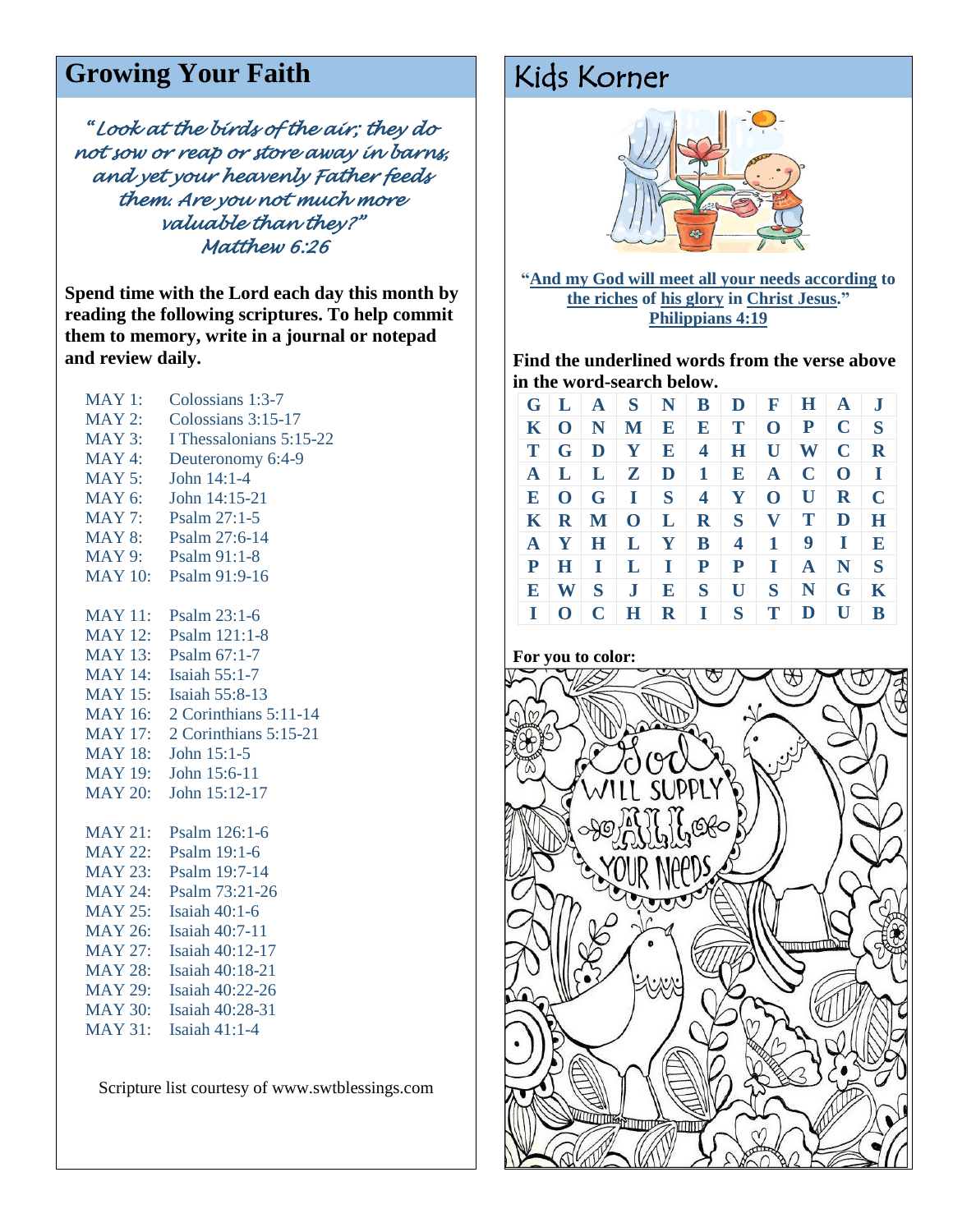## Growing Your Faith

*"Look at the birds of the air; they do not sow or reap or store away in barns, and yet your heavenly Father feeds them. Are you not much more valuable than they?"*
*Matthew 6:26*

**Spend time with the Lord each day this month by reading the following scriptures. To help commit them to memory, write in a journal or notepad and review daily.**

MAY 1: Colossians 1:3-7
MAY 2: Colossians 3:15-17
MAY 3: I Thessalonians 5:15-22
MAY 4: Deuteronomy 6:4-9
MAY 5: John 14:1-4
MAY 6: John 14:15-21
MAY 7: Psalm 27:1-5
MAY 8: Psalm 27:6-14
MAY 9: Psalm 91:1-8
MAY 10: Psalm 91:9-16

MAY 11: Psalm 23:1-6
MAY 12: Psalm 121:1-8
MAY 13: Psalm 67:1-7
MAY 14: Isaiah 55:1-7
MAY 15: Isaiah 55:8-13
MAY 16: 2 Corinthians 5:11-14
MAY 17: 2 Corinthians 5:15-21
MAY 18: John 15:1-5
MAY 19: John 15:6-11
MAY 20: John 15:12-17

MAY 21: Psalm 126:1-6
MAY 22: Psalm 19:1-6
MAY 23: Psalm 19:7-14
MAY 24: Psalm 73:21-26
MAY 25: Isaiah 40:1-6
MAY 26: Isaiah 40:7-11
MAY 27: Isaiah 40:12-17
MAY 28: Isaiah 40:18-21
MAY 29: Isaiah 40:22-26
MAY 30: Isaiah 40:28-31
MAY 31: Isaiah 41:1-4

Scripture list courtesy of www.swtblessings.com

## Kids Korner

**"And my God will meet all your needs according to the riches of his glory in Christ Jesus."**
**Philippians 4:19**

**Find the underlined words from the verse above in the word-search below.**

| G | L | A | S | N | B | D | F | H | A | J |
|---|---|---|---|---|---|---|---|---|---|---|
| K | O | N | M | E | E | T | O | P | C | S |
| T | G | D | Y | E | 4 | H | U | W | C | R |
| A | L | L | Z | D | 1 | E | A | C | O | I |
| E | O | G | I | S | 4 | Y | O | U | R | C |
| K | R | M | O | L | R | S | V | T | D | H |
| A | Y | H | L | Y | B | 4 | 1 | 9 | I | E |
| P | H | I | L | I | P | P | I | A | N | S |
| E | W | S | J | E | S | U | S | N | G | K |
| I | O | C | H | R | I | S | T | D | U | B |

**For you to color:**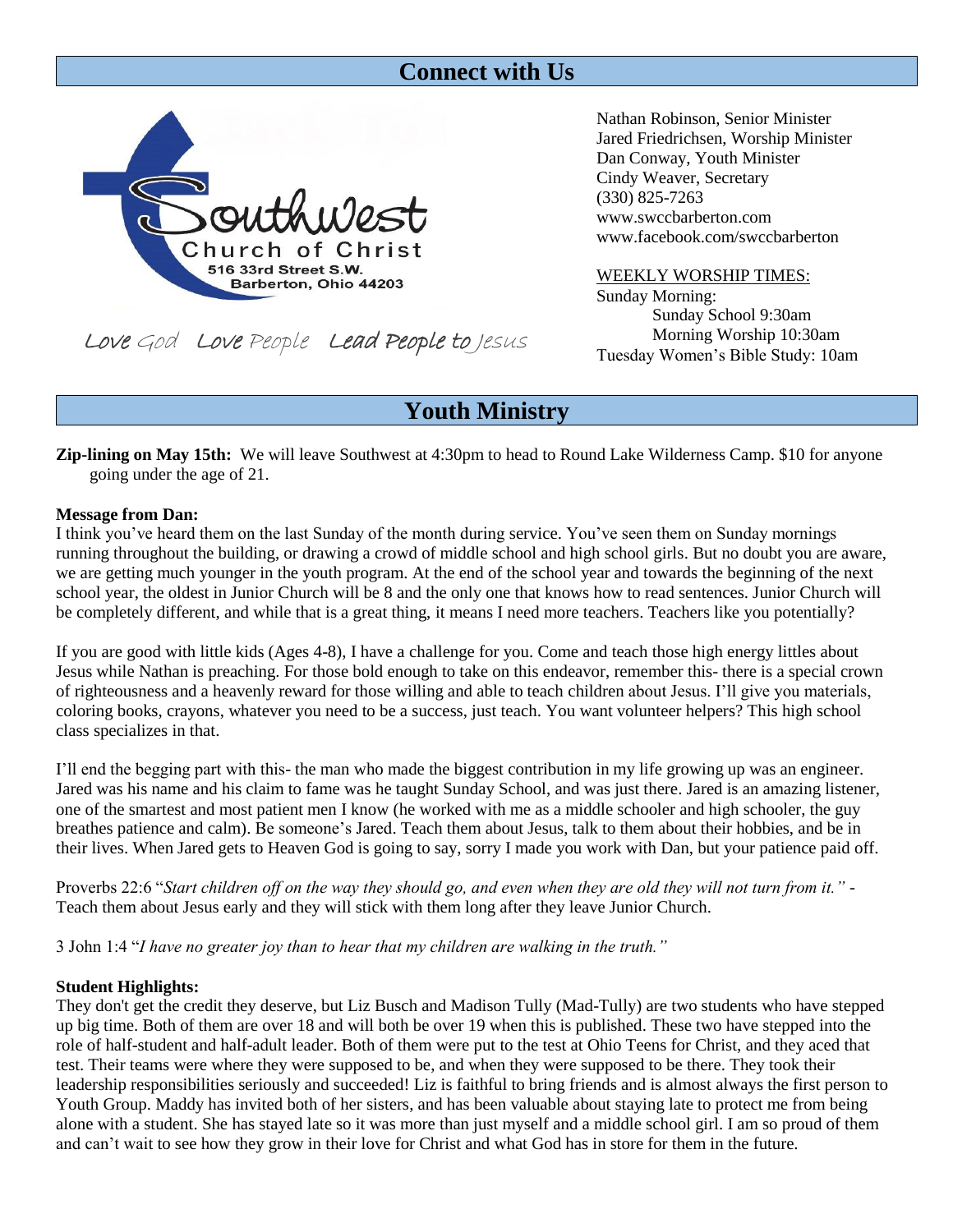## Connect with Us

Southwest
Church of Christ
516 33rd Street S.W.
Barberton, Ohio 44203

Love God Love People Lead People to Jesus

Nathan Robinson, Senior Minister
Jared Friedrichsen, Worship Minister
Dan Conway, Youth Minister
Cindy Weaver, Secretary
(330) 825-7263
www.swccbarberton.com
www.facebook.com/swccbarberton

WEEKLY WORSHIP TIMES:
Sunday Morning:
Sunday School 9:30am
Morning Worship 10:30am
Tuesday Women's Bible Study: 10am

## Youth Ministry

**Zip-lining on May 15th:** We will leave Southwest at 4:30pm to head to Round Lake Wilderness Camp. $10 for anyone going under the age of 21.

**Message from Dan:**
I think you've heard them on the last Sunday of the month during service. You've seen them on Sunday mornings running throughout the building, or drawing a crowd of middle school and high school girls. But no doubt you are aware, we are getting much younger in the youth program. At the end of the school year and towards the beginning of the next school year, the oldest in Junior Church will be 8 and the only one that knows how to read sentences. Junior Church will be completely different, and while that is a great thing, it means I need more teachers. Teachers like you potentially?

If you are good with little kids (Ages 4-8), I have a challenge for you. Come and teach those high energy littles about Jesus while Nathan is preaching. For those bold enough to take on this endeavor, remember this- there is a special crown of righteousness and a heavenly reward for those willing and able to teach children about Jesus. I'll give you materials, coloring books, crayons, whatever you need to be a success, just teach. You want volunteer helpers? This high school class specializes in that.

I'll end the begging part with this- the man who made the biggest contribution in my life growing up was an engineer. Jared was his name and his claim to fame was he taught Sunday School, and was just there. Jared is an amazing listener, one of the smartest and most patient men I know (he worked with me as a middle schooler and high schooler, the guy breathes patience and calm). Be someone's Jared. Teach them about Jesus, talk to them about their hobbies, and be in their lives. When Jared gets to Heaven God is going to say, sorry I made you work with Dan, but your patience paid off.

Proverbs 22:6 "*Start children off on the way they should go, and even when they are old they will not turn from it.*" - Teach them about Jesus early and they will stick with them long after they leave Junior Church.

3 John 1:4 "*I have no greater joy than to hear that my children are walking in the truth.*"

**Student Highlights:**
They don't get the credit they deserve, but Liz Busch and Madison Tully (Mad-Tully) are two students who have stepped up big time. Both of them are over 18 and will both be over 19 when this is published. These two have stepped into the role of half-student and half-adult leader. Both of them were put to the test at Ohio Teens for Christ, and they aced that test. Their teams were where they were supposed to be, and when they were supposed to be there. They took their leadership responsibilities seriously and succeeded! Liz is faithful to bring friends and is almost always the first person to Youth Group. Maddy has invited both of her sisters, and has been valuable about staying late to protect me from being alone with a student. She has stayed late so it was more than just myself and a middle school girl. I am so proud of them and can't wait to see how they grow in their love for Christ and what God has in store for them in the future.